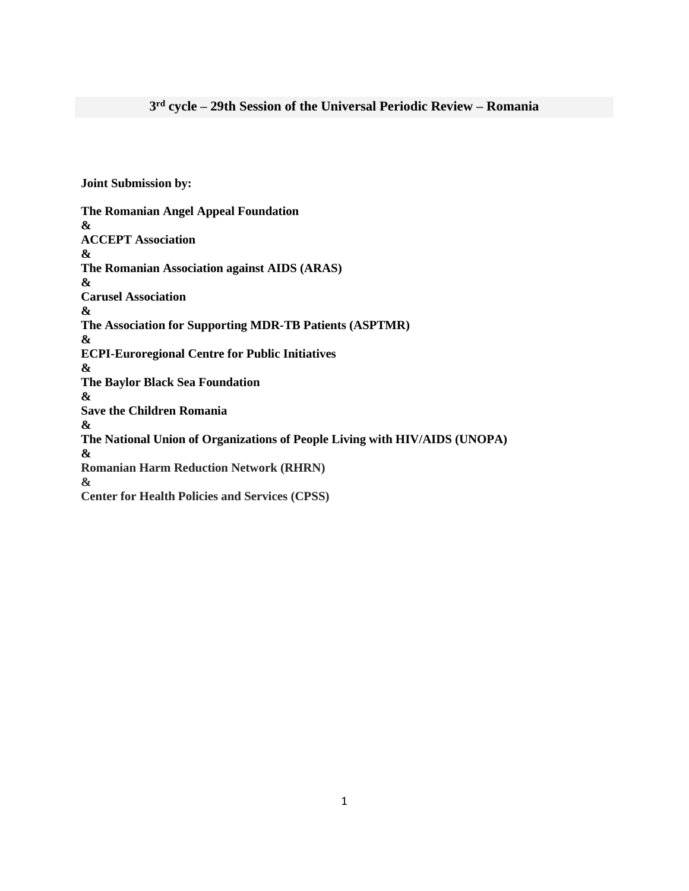# 3rd cycle – 29th Session of the Universal Periodic Review – Romania

**Joint Submission by:**

**The Romanian Angel Appeal Foundation**
**&**
**ACCEPT Association**
**&**
**The Romanian Association against AIDS (ARAS)**
**&**
**Carusel Association**
**&**
**The Association for Supporting MDR-TB Patients (ASPTMR)**
**&**
**ECPI-Euroregional Centre for Public Initiatives**
**&**
**The Baylor Black Sea Foundation**
**&**
**Save the Children Romania**
**&**
**The National Union of Organizations of People Living with HIV/AIDS (UNOPA)**
**&**
**Romanian Harm Reduction Network (RHRN)**
**&**
**Center for Health Policies and Services (CPSS)**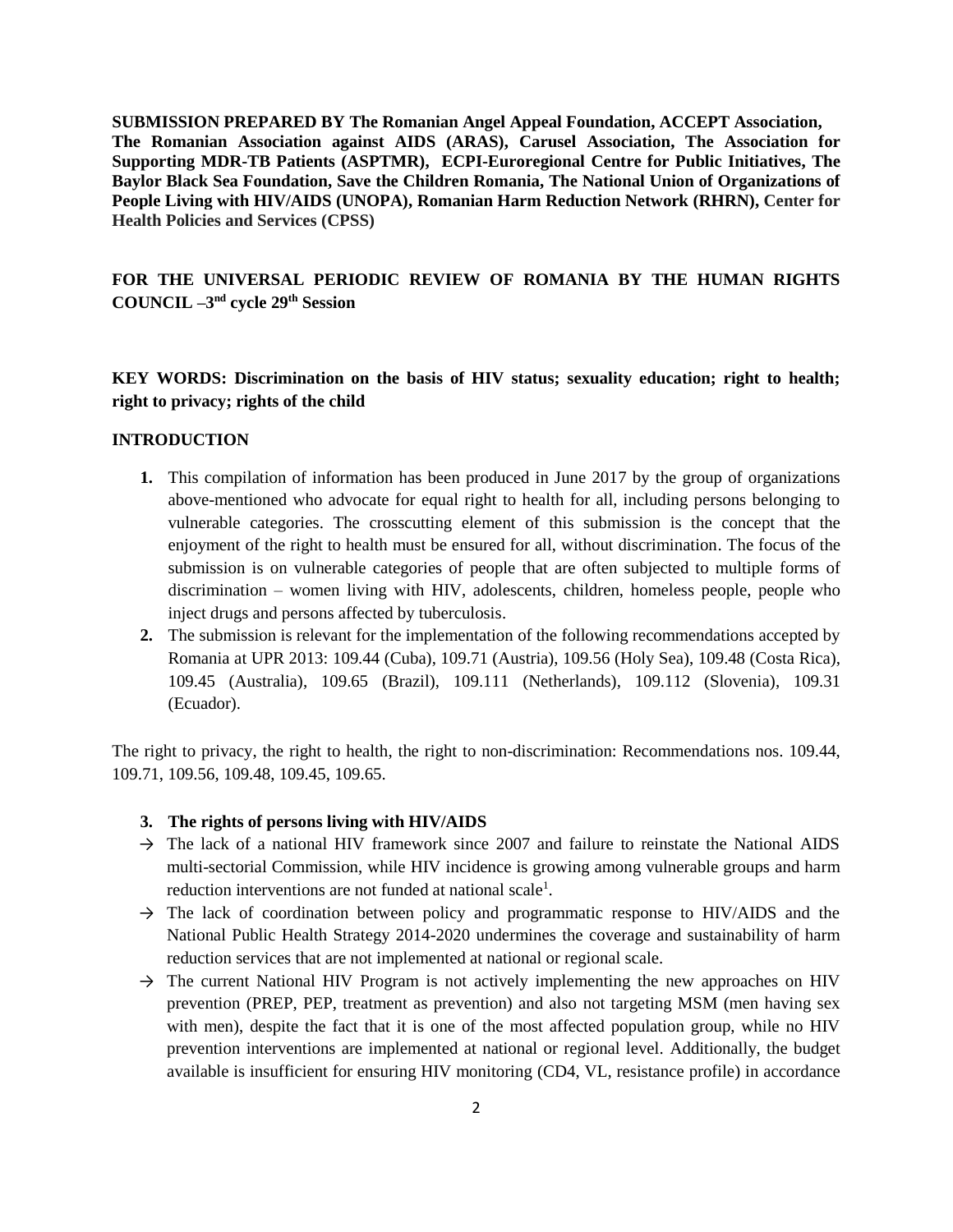**SUBMISSION PREPARED BY The Romanian Angel Appeal Foundation, ACCEPT Association, The Romanian Association against AIDS (ARAS), Carusel Association, The Association for Supporting MDR-TB Patients (ASPTMR), ECPI-Euroregional Centre for Public Initiatives, The Baylor Black Sea Foundation, Save the Children Romania, The National Union of Organizations of People Living with HIV/AIDS (UNOPA), Romanian Harm Reduction Network (RHRN), Center for Health Policies and Services (CPSS)**

**FOR THE UNIVERSAL PERIODIC REVIEW OF ROMANIA BY THE HUMAN RIGHTS COUNCIL –3nd cycle 29th Session**

**KEY WORDS: Discrimination on the basis of HIV status; sexuality education; right to health; right to privacy; rights of the child**

**INTRODUCTION**

1. This compilation of information has been produced in June 2017 by the group of organizations above-mentioned who advocate for equal right to health for all, including persons belonging to vulnerable categories. The crosscutting element of this submission is the concept that the enjoyment of the right to health must be ensured for all, without discrimination. The focus of the submission is on vulnerable categories of people that are often subjected to multiple forms of discrimination – women living with HIV, adolescents, children, homeless people, people who inject drugs and persons affected by tuberculosis.
2. The submission is relevant for the implementation of the following recommendations accepted by Romania at UPR 2013: 109.44 (Cuba), 109.71 (Austria), 109.56 (Holy Sea), 109.48 (Costa Rica), 109.45 (Australia), 109.65 (Brazil), 109.111 (Netherlands), 109.112 (Slovenia), 109.31 (Ecuador).

The right to privacy, the right to health, the right to non-discrimination: Recommendations nos. 109.44, 109.71, 109.56, 109.48, 109.45, 109.65.

3. **The rights of persons living with HIV/AIDS**

→ The lack of a national HIV framework since 2007 and failure to reinstate the National AIDS multi-sectorial Commission, while HIV incidence is growing among vulnerable groups and harm reduction interventions are not funded at national scale[1].

→ The lack of coordination between policy and programmatic response to HIV/AIDS and the National Public Health Strategy 2014-2020 undermines the coverage and sustainability of harm reduction services that are not implemented at national or regional scale.

→ The current National HIV Program is not actively implementing the new approaches on HIV prevention (PREP, PEP, treatment as prevention) and also not targeting MSM (men having sex with men), despite the fact that it is one of the most affected population group, while no HIV prevention interventions are implemented at national or regional level. Additionally, the budget available is insufficient for ensuring HIV monitoring (CD4, VL, resistance profile) in accordance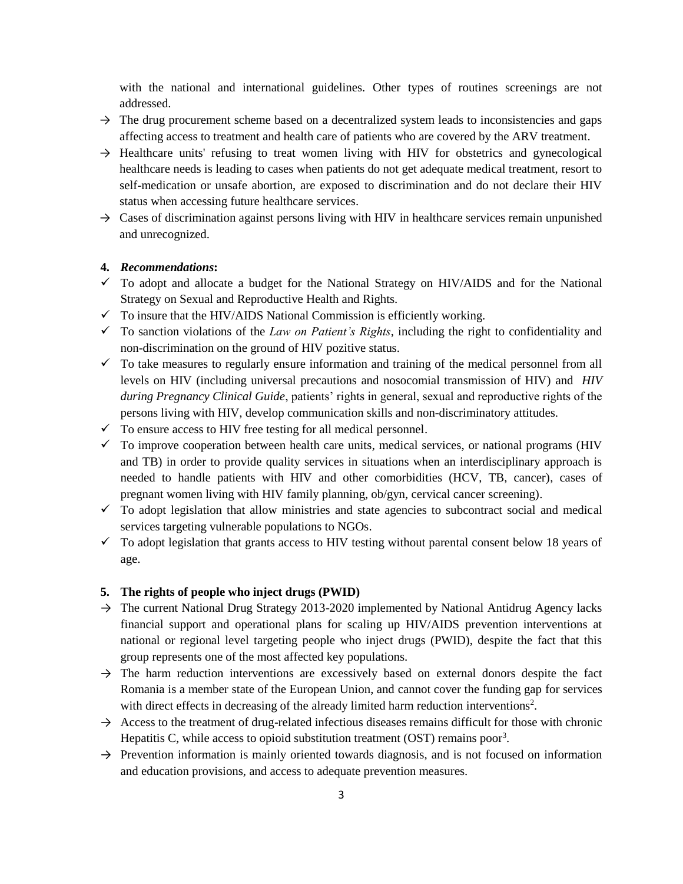with the national and international guidelines. Other types of routines screenings are not addressed.

- → The drug procurement scheme based on a decentralized system leads to inconsistencies and gaps affecting access to treatment and health care of patients who are covered by the ARV treatment.
- → Healthcare units' refusing to treat women living with HIV for obstetrics and gynecological healthcare needs is leading to cases when patients do not get adequate medical treatment, resort to self-medication or unsafe abortion, are exposed to discrimination and do not declare their HIV status when accessing future healthcare services.
- → Cases of discrimination against persons living with HIV in healthcare services remain unpunished and unrecognized.

**4. *Recommendations*:**

- ✓ To adopt and allocate a budget for the National Strategy on HIV/AIDS and for the National Strategy on Sexual and Reproductive Health and Rights.
- ✓ To insure that the HIV/AIDS National Commission is efficiently working.
- ✓ To sanction violations of the *Law on Patient's Rights*, including the right to confidentiality and non-discrimination on the ground of HIV pozitive status.
- ✓ To take measures to regularly ensure information and training of the medical personnel from all levels on HIV (including universal precautions and nosocomial transmission of HIV) and *HIV during Pregnancy Clinical Guide*, patients' rights in general, sexual and reproductive rights of the persons living with HIV, develop communication skills and non-discriminatory attitudes.
- ✓ To ensure access to HIV free testing for all medical personnel.
- ✓ To improve cooperation between health care units, medical services, or national programs (HIV and TB) in order to provide quality services in situations when an interdisciplinary approach is needed to handle patients with HIV and other comorbidities (HCV, TB, cancer), cases of pregnant women living with HIV family planning, ob/gyn, cervical cancer screening).
- ✓ To adopt legislation that allow ministries and state agencies to subcontract social and medical services targeting vulnerable populations to NGOs.
- ✓ To adopt legislation that grants access to HIV testing without parental consent below 18 years of age.

**5. The rights of people who inject drugs (PWID)**

- → The current National Drug Strategy 2013-2020 implemented by National Antidrug Agency lacks financial support and operational plans for scaling up HIV/AIDS prevention interventions at national or regional level targeting people who inject drugs (PWID), despite the fact that this group represents one of the most affected key populations.
- → The harm reduction interventions are excessively based on external donors despite the fact Romania is a member state of the European Union, and cannot cover the funding gap for services with direct effects in decreasing of the already limited harm reduction interventions[2].
- → Access to the treatment of drug-related infectious diseases remains difficult for those with chronic Hepatitis C, while access to opioid substitution treatment (OST) remains poor[3].
- → Prevention information is mainly oriented towards diagnosis, and is not focused on information and education provisions, and access to adequate prevention measures.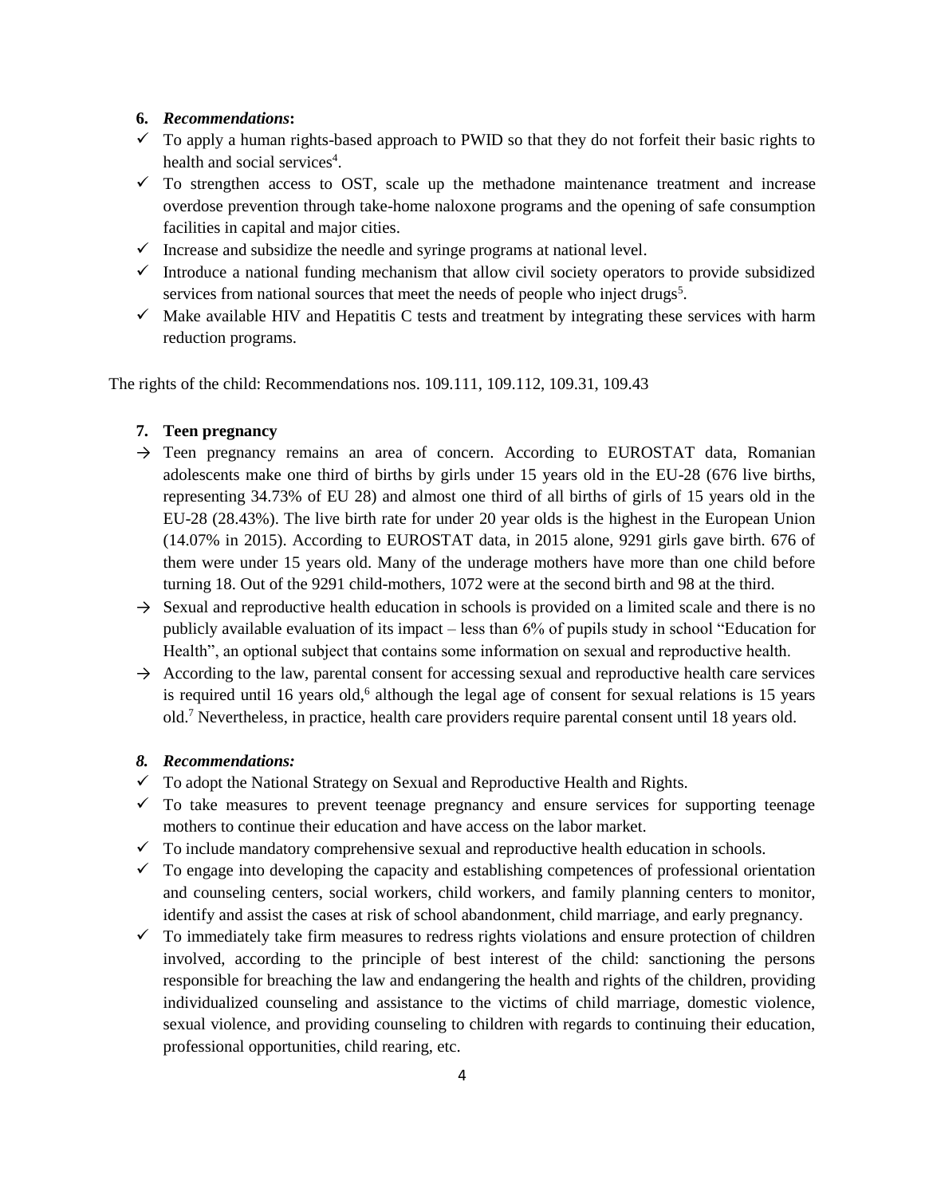**6.** ***Recommendations*****:**

- ✓ To apply a human rights-based approach to PWID so that they do not forfeit their basic rights to health and social services[4].
- ✓ To strengthen access to OST, scale up the methadone maintenance treatment and increase overdose prevention through take-home naloxone programs and the opening of safe consumption facilities in capital and major cities.
- ✓ Increase and subsidize the needle and syringe programs at national level.
- ✓ Introduce a national funding mechanism that allow civil society operators to provide subsidized services from national sources that meet the needs of people who inject drugs[5].
- ✓ Make available HIV and Hepatitis C tests and treatment by integrating these services with harm reduction programs.

The rights of the child: Recommendations nos. 109.111, 109.112, 109.31, 109.43

**7. Teen pregnancy**

- → Teen pregnancy remains an area of concern. According to EUROSTAT data, Romanian adolescents make one third of births by girls under 15 years old in the EU-28 (676 live births, representing 34.73% of EU 28) and almost one third of all births of girls of 15 years old in the EU-28 (28.43%). The live birth rate for under 20 year olds is the highest in the European Union (14.07% in 2015). According to EUROSTAT data, in 2015 alone, 9291 girls gave birth. 676 of them were under 15 years old. Many of the underage mothers have more than one child before turning 18. Out of the 9291 child-mothers, 1072 were at the second birth and 98 at the third.
- → Sexual and reproductive health education in schools is provided on a limited scale and there is no publicly available evaluation of its impact – less than 6% of pupils study in school "Education for Health", an optional subject that contains some information on sexual and reproductive health.
- → According to the law, parental consent for accessing sexual and reproductive health care services is required until 16 years old,[6] although the legal age of consent for sexual relations is 15 years old.[7] Nevertheless, in practice, health care providers require parental consent until 18 years old.

***8. Recommendations:***

- ✓ To adopt the National Strategy on Sexual and Reproductive Health and Rights.
- ✓ To take measures to prevent teenage pregnancy and ensure services for supporting teenage mothers to continue their education and have access on the labor market.
- ✓ To include mandatory comprehensive sexual and reproductive health education in schools.
- ✓ To engage into developing the capacity and establishing competences of professional orientation and counseling centers, social workers, child workers, and family planning centers to monitor, identify and assist the cases at risk of school abandonment, child marriage, and early pregnancy.
- ✓ To immediately take firm measures to redress rights violations and ensure protection of children involved, according to the principle of best interest of the child: sanctioning the persons responsible for breaching the law and endangering the health and rights of the children, providing individualized counseling and assistance to the victims of child marriage, domestic violence, sexual violence, and providing counseling to children with regards to continuing their education, professional opportunities, child rearing, etc.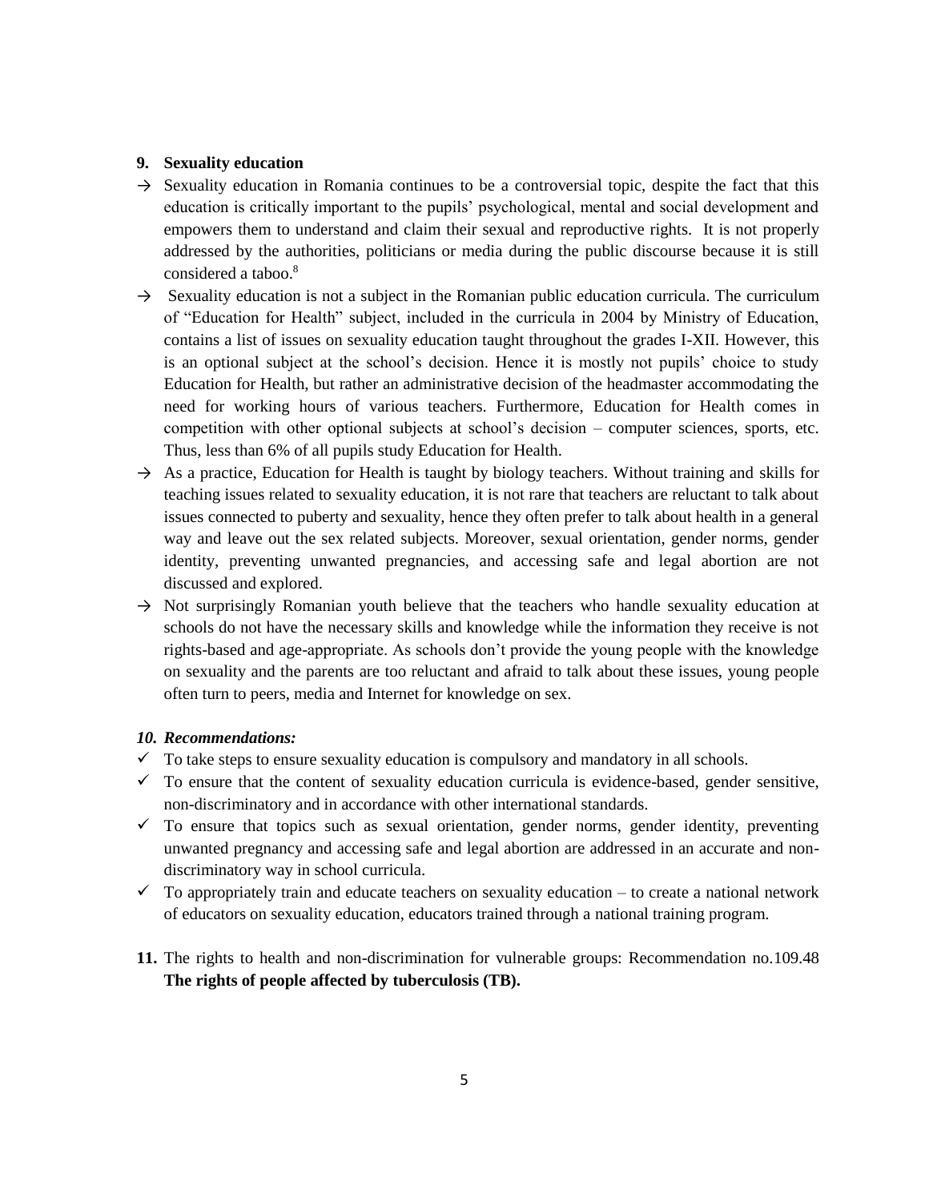**9. Sexuality education**

→ Sexuality education in Romania continues to be a controversial topic, despite the fact that this education is critically important to the pupils' psychological, mental and social development and empowers them to understand and claim their sexual and reproductive rights. It is not properly addressed by the authorities, politicians or media during the public discourse because it is still considered a taboo.[8]

→ Sexuality education is not a subject in the Romanian public education curricula. The curriculum of "Education for Health" subject, included in the curricula in 2004 by Ministry of Education, contains a list of issues on sexuality education taught throughout the grades I-XII. However, this is an optional subject at the school's decision. Hence it is mostly not pupils' choice to study Education for Health, but rather an administrative decision of the headmaster accommodating the need for working hours of various teachers. Furthermore, Education for Health comes in competition with other optional subjects at school's decision – computer sciences, sports, etc. Thus, less than 6% of all pupils study Education for Health.

→ As a practice, Education for Health is taught by biology teachers. Without training and skills for teaching issues related to sexuality education, it is not rare that teachers are reluctant to talk about issues connected to puberty and sexuality, hence they often prefer to talk about health in a general way and leave out the sex related subjects. Moreover, sexual orientation, gender norms, gender identity, preventing unwanted pregnancies, and accessing safe and legal abortion are not discussed and explored.

→ Not surprisingly Romanian youth believe that the teachers who handle sexuality education at schools do not have the necessary skills and knowledge while the information they receive is not rights-based and age-appropriate. As schools don't provide the young people with the knowledge on sexuality and the parents are too reluctant and afraid to talk about these issues, young people often turn to peers, media and Internet for knowledge on sex.

***10. Recommendations:***

✓ To take steps to ensure sexuality education is compulsory and mandatory in all schools.

✓ To ensure that the content of sexuality education curricula is evidence-based, gender sensitive, non-discriminatory and in accordance with other international standards.

✓ To ensure that topics such as sexual orientation, gender norms, gender identity, preventing unwanted pregnancy and accessing safe and legal abortion are addressed in an accurate and non-discriminatory way in school curricula.

✓ To appropriately train and educate teachers on sexuality education – to create a national network of educators on sexuality education, educators trained through a national training program.

**11.** The rights to health and non-discrimination for vulnerable groups: Recommendation no.109.48 **The rights of people affected by tuberculosis (TB).**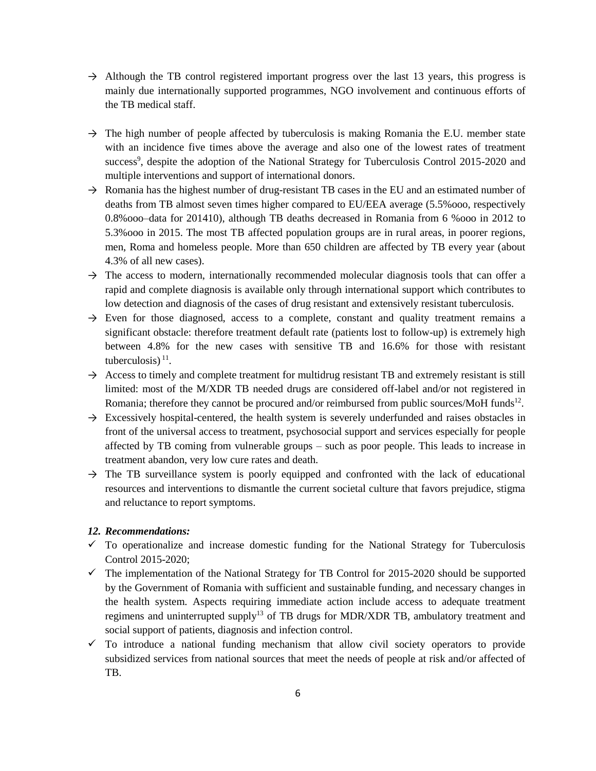- → Although the TB control registered important progress over the last 13 years, this progress is mainly due internationally supported programmes, NGO involvement and continuous efforts of the TB medical staff.

- → The high number of people affected by tuberculosis is making Romania the E.U. member state with an incidence five times above the average and also one of the lowest rates of treatment success[9], despite the adoption of the National Strategy for Tuberculosis Control 2015-2020 and multiple interventions and support of international donors.
- → Romania has the highest number of drug-resistant TB cases in the EU and an estimated number of deaths from TB almost seven times higher compared to EU/EEA average (5.5%ooo, respectively 0.8%ooo–data for 2014[10]), although TB deaths decreased in Romania from 6 %ooo in 2012 to 5.3%ooo in 2015. The most TB affected population groups are in rural areas, in poorer regions, men, Roma and homeless people. More than 650 children are affected by TB every year (about 4.3% of all new cases).
- → The access to modern, internationally recommended molecular diagnosis tools that can offer a rapid and complete diagnosis is available only through international support which contributes to low detection and diagnosis of the cases of drug resistant and extensively resistant tuberculosis.
- → Even for those diagnosed, access to a complete, constant and quality treatment remains a significant obstacle: therefore treatment default rate (patients lost to follow-up) is extremely high between 4.8% for the new cases with sensitive TB and 16.6% for those with resistant tuberculosis)[11].
- → Access to timely and complete treatment for multidrug resistant TB and extremely resistant is still limited: most of the M/XDR TB needed drugs are considered off-label and/or not registered in Romania; therefore they cannot be procured and/or reimbursed from public sources/MoH funds[12].
- → Excessively hospital-centered, the health system is severely underfunded and raises obstacles in front of the universal access to treatment, psychosocial support and services especially for people affected by TB coming from vulnerable groups – such as poor people. This leads to increase in treatment abandon, very low cure rates and death.
- → The TB surveillance system is poorly equipped and confronted with the lack of educational resources and interventions to dismantle the current societal culture that favors prejudice, stigma and reluctance to report symptoms.

### *12. Recommendations:*

- ✓ To operationalize and increase domestic funding for the National Strategy for Tuberculosis Control 2015-2020;
- ✓ The implementation of the National Strategy for TB Control for 2015-2020 should be supported by the Government of Romania with sufficient and sustainable funding, and necessary changes in the health system. Aspects requiring immediate action include access to adequate treatment regimens and uninterrupted supply[13] of TB drugs for MDR/XDR TB, ambulatory treatment and social support of patients, diagnosis and infection control.
- ✓ To introduce a national funding mechanism that allow civil society operators to provide subsidized services from national sources that meet the needs of people at risk and/or affected of TB.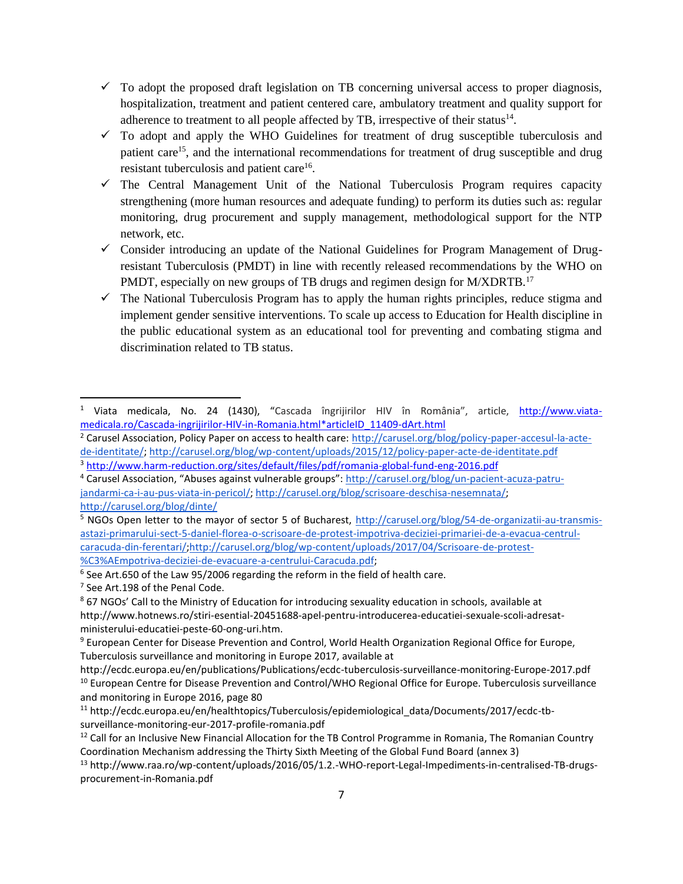- ✓ To adopt the proposed draft legislation on TB concerning universal access to proper diagnosis, hospitalization, treatment and patient centered care, ambulatory treatment and quality support for adherence to treatment to all people affected by TB, irrespective of their status[14].
- ✓ To adopt and apply the WHO Guidelines for treatment of drug susceptible tuberculosis and patient care[15], and the international recommendations for treatment of drug susceptible and drug resistant tuberculosis and patient care[16].
- ✓ The Central Management Unit of the National Tuberculosis Program requires capacity strengthening (more human resources and adequate funding) to perform its duties such as: regular monitoring, drug procurement and supply management, methodological support for the NTP network, etc.
- ✓ Consider introducing an update of the National Guidelines for Program Management of Drug-resistant Tuberculosis (PMDT) in line with recently released recommendations by the WHO on PMDT, especially on new groups of TB drugs and regimen design for M/XDRTB.[17]
- ✓ The National Tuberculosis Program has to apply the human rights principles, reduce stigma and implement gender sensitive interventions. To scale up access to Education for Health discipline in the public educational system as an educational tool for preventing and combating stigma and discrimination related to TB status.

---

[1] Viata medicala, No. 24 (1430), "Cascada îngrijirilor HIV în România", article, http://www.viata-medicala.ro/Cascada-ingrijirilor-HIV-in-Romania.html*articleID_11409-dArt.html

[2] Carusel Association, Policy Paper on access to health care: http://carusel.org/blog/policy-paper-accesul-la-acte-de-identitate/; http://carusel.org/blog/wp-content/uploads/2015/12/policy-paper-acte-de-identitate.pdf

[3] http://www.harm-reduction.org/sites/default/files/pdf/romania-global-fund-eng-2016.pdf

[4] Carusel Association, "Abuses against vulnerable groups": http://carusel.org/blog/un-pacient-acuza-patru-jandarmi-ca-i-au-pus-viata-in-pericol/; http://carusel.org/blog/scrisoare-deschisa-nesemnata/; http://carusel.org/blog/dinte/

[5] NGOs Open letter to the mayor of sector 5 of Bucharest, http://carusel.org/blog/54-de-organizatii-au-transmis-astazi-primarului-sect-5-daniel-florea-o-scrisoare-de-protest-impotriva-deciziei-primariei-de-a-evacua-centrul-caracuda-din-ferentari/;http://carusel.org/blog/wp-content/uploads/2017/04/Scrisoare-de-protest-%C3%AEmpotriva-deciziei-de-evacuare-a-centrului-Caracuda.pdf;

[6] See Art.650 of the Law 95/2006 regarding the reform in the field of health care.

[7] See Art.198 of the Penal Code.

[8] 67 NGOs' Call to the Ministry of Education for introducing sexuality education in schools, available at http://www.hotnews.ro/stiri-esential-20451688-apel-pentru-introducerea-educatiei-sexuale-scoli-adresat-ministerului-educatiei-peste-60-ong-uri.htm.

[9] European Center for Disease Prevention and Control, World Health Organization Regional Office for Europe, Tuberculosis surveillance and monitoring in Europe 2017, available at http://ecdc.europa.eu/en/publications/Publications/ecdc-tuberculosis-surveillance-monitoring-Europe-2017.pdf

[10] European Centre for Disease Prevention and Control/WHO Regional Office for Europe. Tuberculosis surveillance and monitoring in Europe 2016, page 80

[11] http://ecdc.europa.eu/en/healthtopics/Tuberculosis/epidemiological_data/Documents/2017/ecdc-tb-surveillance-monitoring-eur-2017-profile-romania.pdf

[12] Call for an Inclusive New Financial Allocation for the TB Control Programme in Romania, The Romanian Country Coordination Mechanism addressing the Thirty Sixth Meeting of the Global Fund Board (annex 3)

[13] http://www.raa.ro/wp-content/uploads/2016/05/1.2.-WHO-report-Legal-Impediments-in-centralised-TB-drugs-procurement-in-Romania.pdf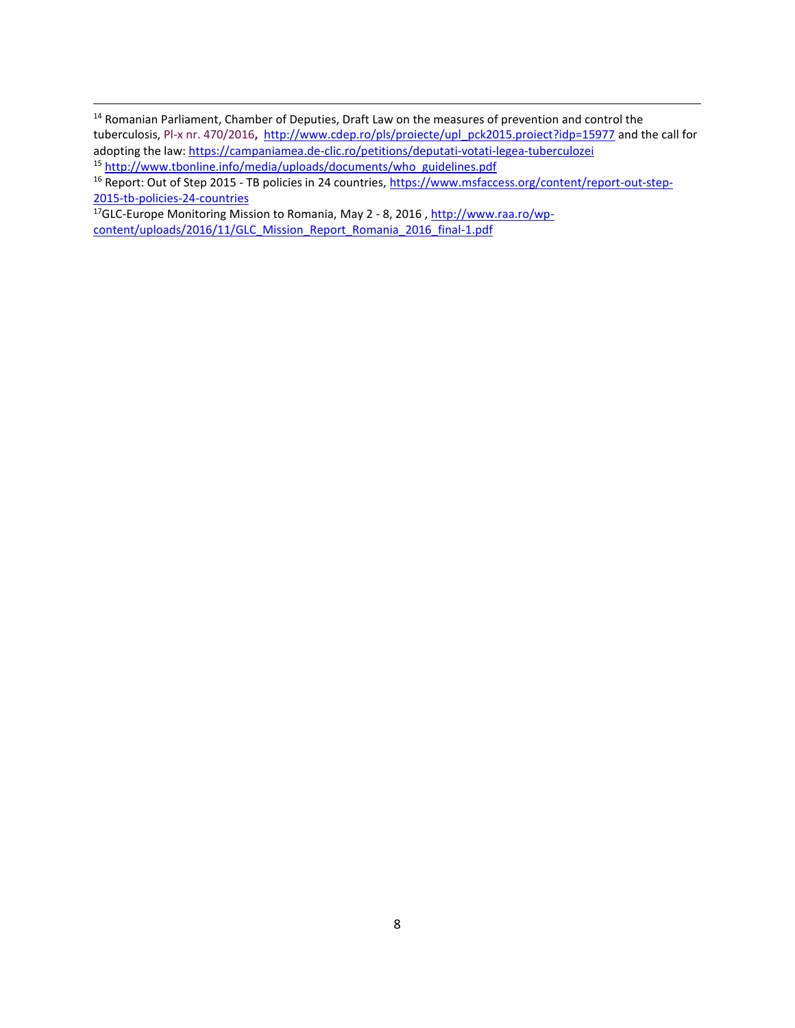[14] Romanian Parliament, Chamber of Deputies, Draft Law on the measures of prevention and control the tuberculosis, Pl-x nr. 470/2016, http://www.cdep.ro/pls/proiecte/upl_pck2015.proiect?idp=15977 and the call for adopting the law: https://campaniamea.de-clic.ro/petitions/deputati-votati-legea-tuberculozei

[15] http://www.tbonline.info/media/uploads/documents/who_guidelines.pdf

[16] Report: Out of Step 2015 - TB policies in 24 countries, https://www.msfaccess.org/content/report-out-step-2015-tb-policies-24-countries

[17] GLC-Europe Monitoring Mission to Romania, May 2 - 8, 2016 , http://www.raa.ro/wp-content/uploads/2016/11/GLC_Mission_Report_Romania_2016_final-1.pdf